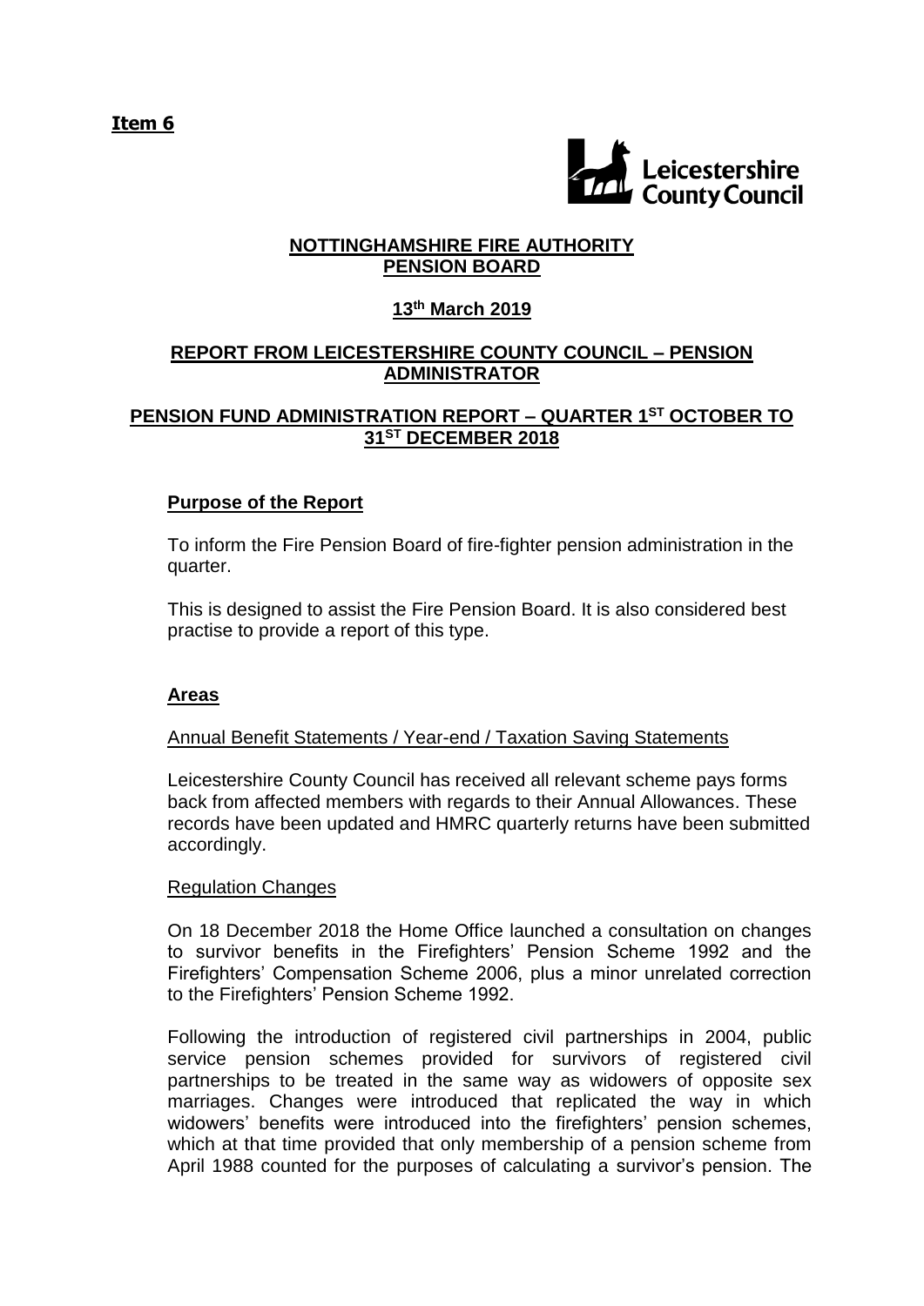**Item 6**

Leicestershire County Council

## NOTTINGHAMSHIRE FIRE AUTHORITY PENSION BOARD

**13th March 2019**

## REPORT FROM LEICESTERSHIRE COUNTY COUNCIL – PENSION ADMINISTRATOR

## PENSION FUND ADMINISTRATION REPORT – QUARTER 1ST OCTOBER TO 31ST DECEMBER 2018

### Purpose of the Report

To inform the Fire Pension Board of fire-fighter pension administration in the quarter.

This is designed to assist the Fire Pension Board. It is also considered best practise to provide a report of this type.

### Areas

Annual Benefit Statements / Year-end / Taxation Saving Statements

Leicestershire County Council has received all relevant scheme pays forms back from affected members with regards to their Annual Allowances. These records have been updated and HMRC quarterly returns have been submitted accordingly.

Regulation Changes

On 18 December 2018 the Home Office launched a consultation on changes to survivor benefits in the Firefighters' Pension Scheme 1992 and the Firefighters' Compensation Scheme 2006, plus a minor unrelated correction to the Firefighters' Pension Scheme 1992.

Following the introduction of registered civil partnerships in 2004, public service pension schemes provided for survivors of registered civil partnerships to be treated in the same way as widowers of opposite sex marriages. Changes were introduced that replicated the way in which widowers' benefits were introduced into the firefighters' pension schemes, which at that time provided that only membership of a pension scheme from April 1988 counted for the purposes of calculating a survivor's pension. The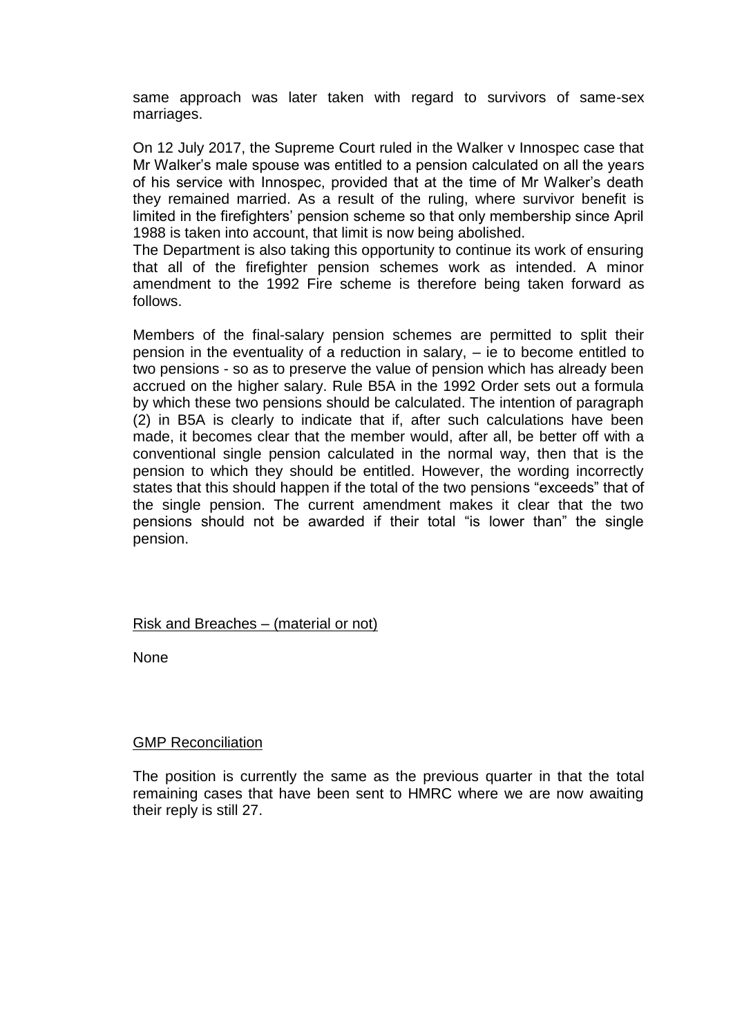same approach was later taken with regard to survivors of same-sex marriages.

On 12 July 2017, the Supreme Court ruled in the Walker v Innospec case that Mr Walker's male spouse was entitled to a pension calculated on all the years of his service with Innospec, provided that at the time of Mr Walker's death they remained married. As a result of the ruling, where survivor benefit is limited in the firefighters' pension scheme so that only membership since April 1988 is taken into account, that limit is now being abolished.
The Department is also taking this opportunity to continue its work of ensuring that all of the firefighter pension schemes work as intended. A minor amendment to the 1992 Fire scheme is therefore being taken forward as follows.

Members of the final-salary pension schemes are permitted to split their pension in the eventuality of a reduction in salary, – ie to become entitled to two pensions - so as to preserve the value of pension which has already been accrued on the higher salary. Rule B5A in the 1992 Order sets out a formula by which these two pensions should be calculated. The intention of paragraph (2) in B5A is clearly to indicate that if, after such calculations have been made, it becomes clear that the member would, after all, be better off with a conventional single pension calculated in the normal way, then that is the pension to which they should be entitled. However, the wording incorrectly states that this should happen if the total of the two pensions "exceeds" that of the single pension. The current amendment makes it clear that the two pensions should not be awarded if their total "is lower than" the single pension.

Risk and Breaches – (material or not)

None

GMP Reconciliation

The position is currently the same as the previous quarter in that the total remaining cases that have been sent to HMRC where we are now awaiting their reply is still 27.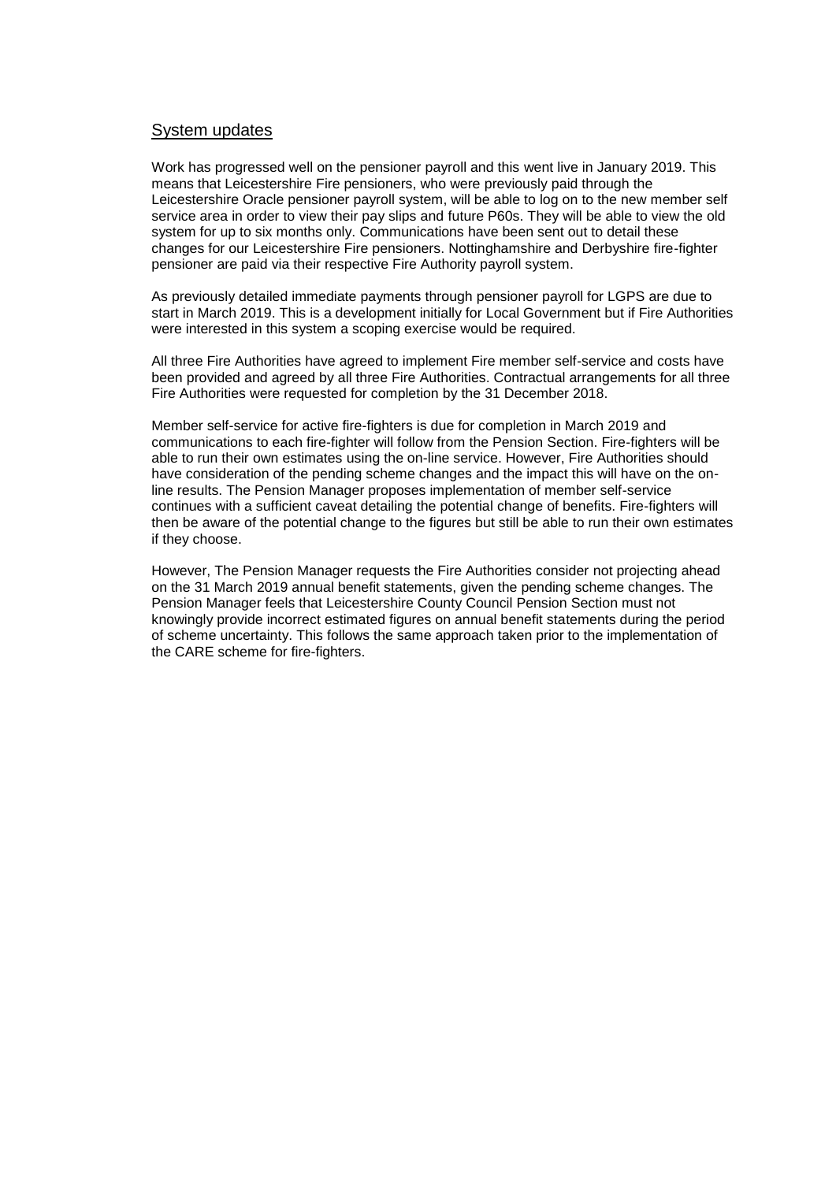## System updates

Work has progressed well on the pensioner payroll and this went live in January 2019. This means that Leicestershire Fire pensioners, who were previously paid through the Leicestershire Oracle pensioner payroll system, will be able to log on to the new member self service area in order to view their pay slips and future P60s. They will be able to view the old system for up to six months only. Communications have been sent out to detail these changes for our Leicestershire Fire pensioners. Nottinghamshire and Derbyshire fire-fighter pensioner are paid via their respective Fire Authority payroll system.

As previously detailed immediate payments through pensioner payroll for LGPS are due to start in March 2019. This is a development initially for Local Government but if Fire Authorities were interested in this system a scoping exercise would be required.

All three Fire Authorities have agreed to implement Fire member self-service and costs have been provided and agreed by all three Fire Authorities. Contractual arrangements for all three Fire Authorities were requested for completion by the 31 December 2018.

Member self-service for active fire-fighters is due for completion in March 2019 and communications to each fire-fighter will follow from the Pension Section. Fire-fighters will be able to run their own estimates using the on-line service. However, Fire Authorities should have consideration of the pending scheme changes and the impact this will have on the on-line results. The Pension Manager proposes implementation of member self-service continues with a sufficient caveat detailing the potential change of benefits. Fire-fighters will then be aware of the potential change to the figures but still be able to run their own estimates if they choose.

However, The Pension Manager requests the Fire Authorities consider not projecting ahead on the 31 March 2019 annual benefit statements, given the pending scheme changes. The Pension Manager feels that Leicestershire County Council Pension Section must not knowingly provide incorrect estimated figures on annual benefit statements during the period of scheme uncertainty. This follows the same approach taken prior to the implementation of the CARE scheme for fire-fighters.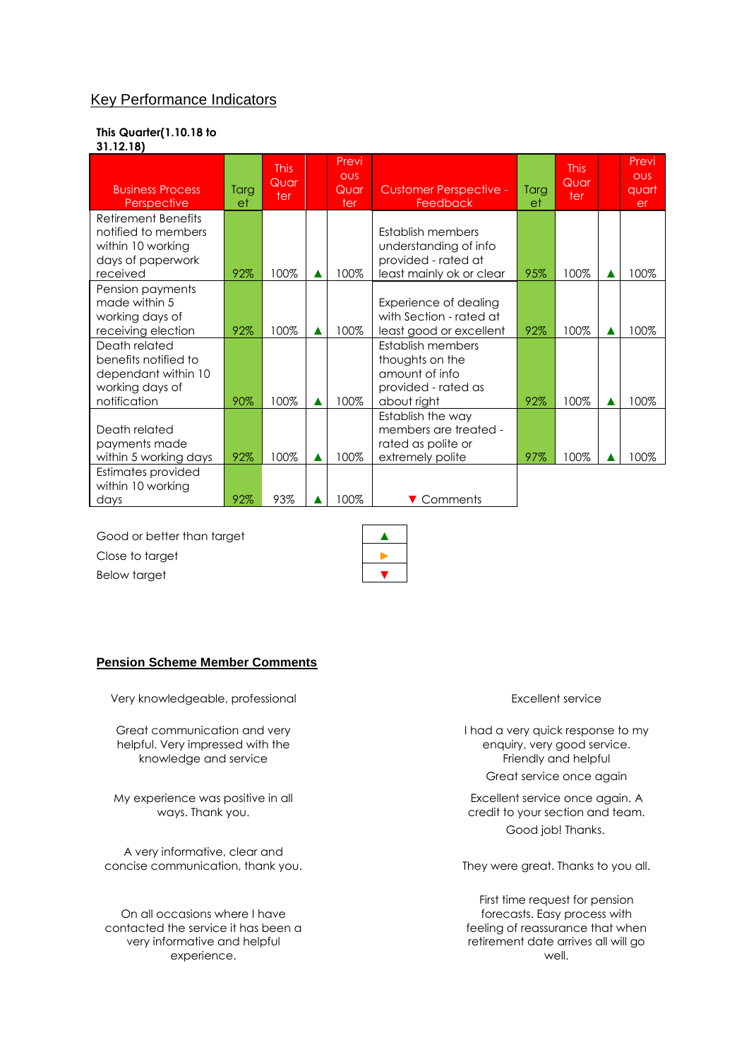## Key Performance Indicators

**This Quarter(1.10.18 to 31.12.18)**

| Business Process Perspective | Target | This Quarter | | Previous Quarter | Customer Perspective - Feedback | Target | This Quarter | | Previous quarter |
|---|---|---|---|---|---|---|---|---|---|
| Retirement Benefits notified to members within 10 working days of paperwork received | 92% | 100% | ▲ | 100% | Establish members understanding of info provided - rated at least mainly ok or clear | 95% | 100% | ▲ | 100% |
| Pension payments made within 5 working days of receiving election | 92% | 100% | ▲ | 100% | Experience of dealing with Section - rated at least good or excellent | 92% | 100% | ▲ | 100% |
| Death related benefits notified to dependant within 10 working days of notification | 90% | 100% | ▲ | 100% | Establish members thoughts on the amount of info provided - rated as about right | 92% | 100% | ▲ | 100% |
| Death related payments made within 5 working days | 92% | 100% | ▲ | 100% | Establish the way members are treated - rated as polite or extremely polite | 97% | 100% | ▲ | 100% |
| Estimates provided within 10 working days | 92% | 93% | ▲ | 100% | ▼ Comments | | | | |

| | |
|---|---|
| Good or better than target | ▲ |
| Close to target | ► |
| Below target | ▼ |

**Pension Scheme Member Comments**

Very knowledgeable, professional

Great communication and very helpful. Very impressed with the knowledge and service

My experience was positive in all ways. Thank you.

A very informative, clear and concise communication, thank you.

On all occasions where I have contacted the service it has been a very informative and helpful experience.

Excellent service

I had a very quick response to my enquiry, very good service. Friendly and helpful

Great service once again

Excellent service once again. A credit to your section and team.

Good job! Thanks.

They were great. Thanks to you all.

First time request for pension forecasts. Easy process with feeling of reassurance that when retirement date arrives all will go well.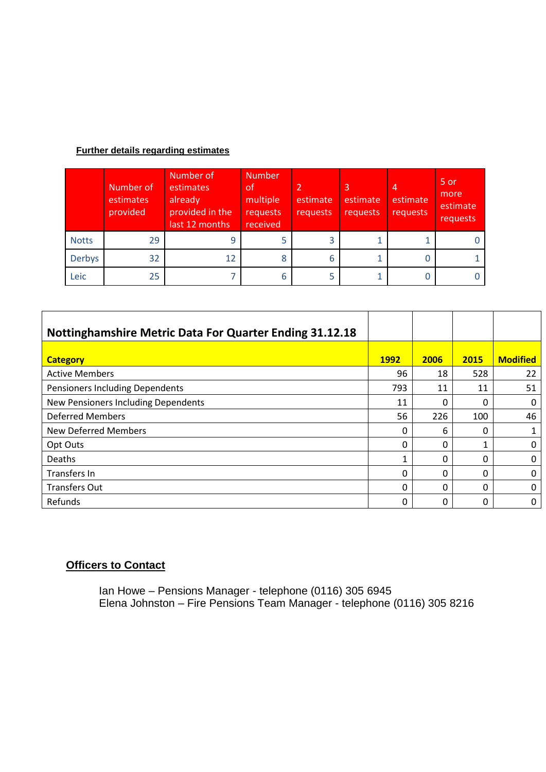**Further details regarding estimates**

| | Number of estimates provided | Number of estimates already provided in the last 12 months | Number of multiple requests received | 2 estimate requests | 3 estimate requests | 4 estimate requests | 5 or more estimate requests |
|---|---|---|---|---|---|---|---|
| Notts | 29 | 9 | 5 | 3 | 1 | 1 | 0 |
| Derbys | 32 | 12 | 8 | 6 | 1 | 0 | 1 |
| Leic | 25 | 7 | 6 | 5 | 1 | 0 | 0 |

| Nottinghamshire Metric Data For Quarter Ending 31.12.18 | | | | |
|---|---|---|---|---|
| **Category** | **1992** | **2006** | **2015** | **Modified** |
| Active Members | 96 | 18 | 528 | 22 |
| Pensioners Including Dependents | 793 | 11 | 11 | 51 |
| New Pensioners Including Dependents | 11 | 0 | 0 | 0 |
| Deferred Members | 56 | 226 | 100 | 46 |
| New Deferred Members | 0 | 6 | 0 | 1 |
| Opt Outs | 0 | 0 | 1 | 0 |
| Deaths | 1 | 0 | 0 | 0 |
| Transfers In | 0 | 0 | 0 | 0 |
| Transfers Out | 0 | 0 | 0 | 0 |
| Refunds | 0 | 0 | 0 | 0 |

**Officers to Contact**

Ian Howe – Pensions Manager - telephone (0116) 305 6945
Elena Johnston – Fire Pensions Team Manager - telephone (0116) 305 8216